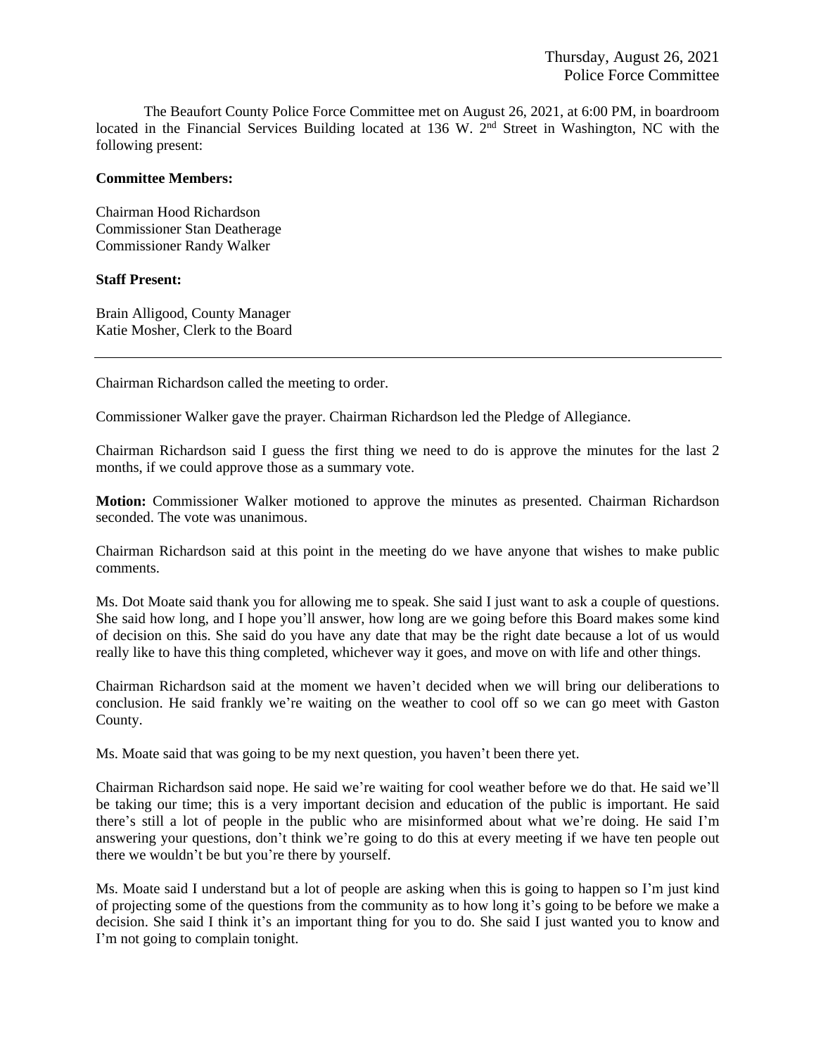Thursday, August 26, 2021
Police Force Committee

The Beaufort County Police Force Committee met on August 26, 2021, at 6:00 PM, in boardroom located in the Financial Services Building located at 136 W. 2nd Street in Washington, NC with the following present:

**Committee Members:**

Chairman Hood Richardson
Commissioner Stan Deatherage
Commissioner Randy Walker

**Staff Present:**

Brain Alligood, County Manager
Katie Mosher, Clerk to the Board

---

Chairman Richardson called the meeting to order.

Commissioner Walker gave the prayer. Chairman Richardson led the Pledge of Allegiance.

Chairman Richardson said I guess the first thing we need to do is approve the minutes for the last 2 months, if we could approve those as a summary vote.

**Motion:** Commissioner Walker motioned to approve the minutes as presented. Chairman Richardson seconded. The vote was unanimous.

Chairman Richardson said at this point in the meeting do we have anyone that wishes to make public comments.

Ms. Dot Moate said thank you for allowing me to speak. She said I just want to ask a couple of questions. She said how long, and I hope you'll answer, how long are we going before this Board makes some kind of decision on this. She said do you have any date that may be the right date because a lot of us would really like to have this thing completed, whichever way it goes, and move on with life and other things.

Chairman Richardson said at the moment we haven't decided when we will bring our deliberations to conclusion. He said frankly we're waiting on the weather to cool off so we can go meet with Gaston County.

Ms. Moate said that was going to be my next question, you haven't been there yet.

Chairman Richardson said nope. He said we're waiting for cool weather before we do that. He said we'll be taking our time; this is a very important decision and education of the public is important. He said there's still a lot of people in the public who are misinformed about what we're doing. He said I'm answering your questions, don't think we're going to do this at every meeting if we have ten people out there we wouldn't be but you're there by yourself.

Ms. Moate said I understand but a lot of people are asking when this is going to happen so I'm just kind of projecting some of the questions from the community as to how long it's going to be before we make a decision. She said I think it's an important thing for you to do. She said I just wanted you to know and I'm not going to complain tonight.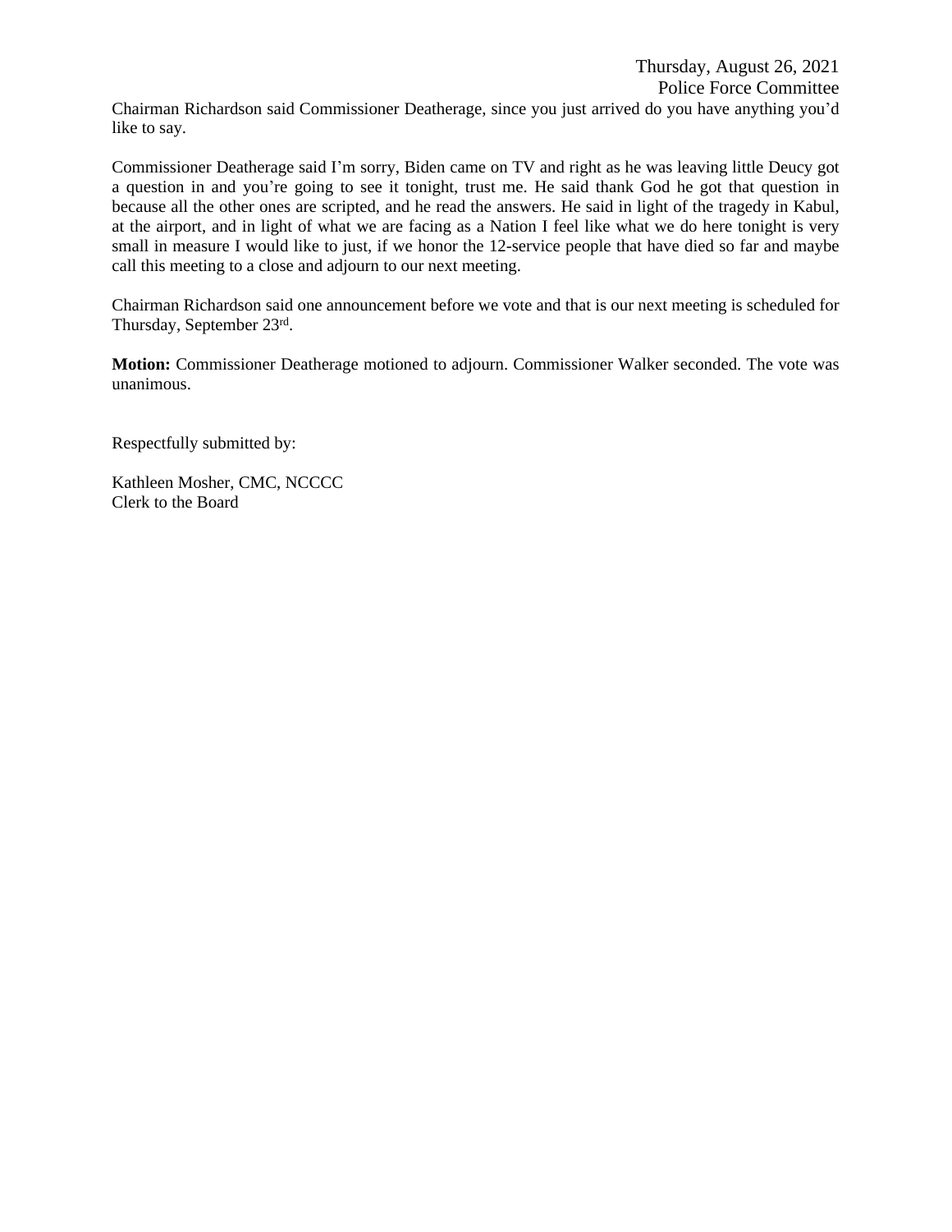Chairman Richardson said Commissioner Deatherage, since you just arrived do you have anything you'd like to say.

Commissioner Deatherage said I'm sorry, Biden came on TV and right as he was leaving little Deucy got a question in and you're going to see it tonight, trust me. He said thank God he got that question in because all the other ones are scripted, and he read the answers. He said in light of the tragedy in Kabul, at the airport, and in light of what we are facing as a Nation I feel like what we do here tonight is very small in measure I would like to just, if we honor the 12-service people that have died so far and maybe call this meeting to a close and adjourn to our next meeting.

Chairman Richardson said one announcement before we vote and that is our next meeting is scheduled for Thursday, September 23rd.

**Motion:** Commissioner Deatherage motioned to adjourn. Commissioner Walker seconded. The vote was unanimous.

Respectfully submitted by:

Kathleen Mosher, CMC, NCCCC
Clerk to the Board